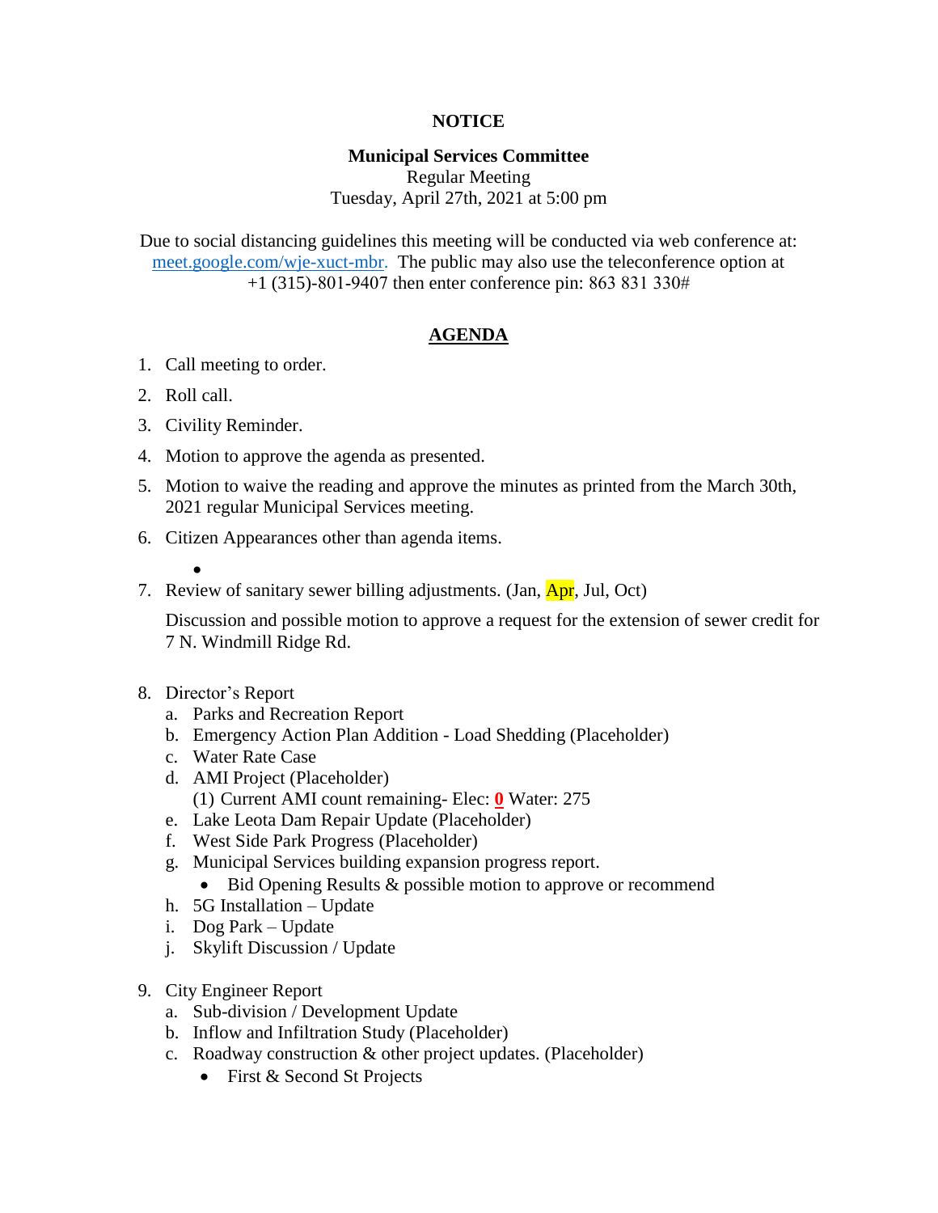**NOTICE**

**Municipal Services Committee**
Regular Meeting
Tuesday, April 27th, 2021 at 5:00 pm

Due to social distancing guidelines this meeting will be conducted via web conference at: meet.google.com/wje-xuct-mbr. The public may also use the teleconference option at +1 (315)-801-9407 then enter conference pin: 863 831 330#

## AGENDA

1. Call meeting to order.
2. Roll call.
3. Civility Reminder.
4. Motion to approve the agenda as presented.
5. Motion to waive the reading and approve the minutes as printed from the March 30th, 2021 regular Municipal Services meeting.
6. Citizen Appearances other than agenda items.
   -
7. Review of sanitary sewer billing adjustments. (Jan, Apr, Jul, Oct)

   Discussion and possible motion to approve a request for the extension of sewer credit for 7 N. Windmill Ridge Rd.

8. Director's Report
   a. Parks and Recreation Report
   b. Emergency Action Plan Addition - Load Shedding (Placeholder)
   c. Water Rate Case
   d. AMI Project (Placeholder)
      (1) Current AMI count remaining- Elec: **0** Water: 275
   e. Lake Leota Dam Repair Update (Placeholder)
   f. West Side Park Progress (Placeholder)
   g. Municipal Services building expansion progress report.
      - Bid Opening Results & possible motion to approve or recommend
   h. 5G Installation – Update
   i. Dog Park – Update
   j. Skylift Discussion / Update

9. City Engineer Report
   a. Sub-division / Development Update
   b. Inflow and Infiltration Study (Placeholder)
   c. Roadway construction & other project updates. (Placeholder)
      - First & Second St Projects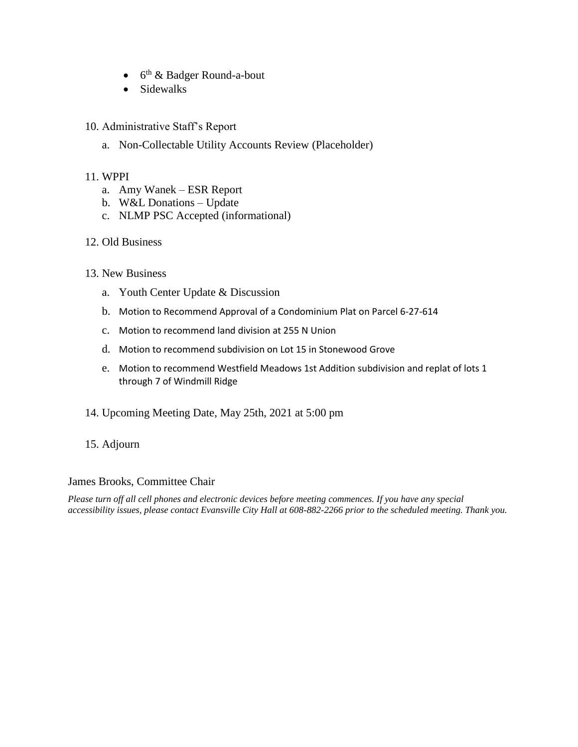- 6th & Badger Round-a-bout
- Sidewalks

10. Administrative Staff's Report

    a. Non-Collectable Utility Accounts Review (Placeholder)

11. WPPI

    a. Amy Wanek – ESR Report
    b. W&L Donations – Update
    c. NLMP PSC Accepted (informational)

12. Old Business

13. New Business

    a. Youth Center Update & Discussion
    b. Motion to Recommend Approval of a Condominium Plat on Parcel 6-27-614
    c. Motion to recommend land division at 255 N Union
    d. Motion to recommend subdivision on Lot 15 in Stonewood Grove
    e. Motion to recommend Westfield Meadows 1st Addition subdivision and replat of lots 1 through 7 of Windmill Ridge

14. Upcoming Meeting Date, May 25th, 2021 at 5:00 pm

15. Adjourn

James Brooks, Committee Chair

*Please turn off all cell phones and electronic devices before meeting commences. If you have any special accessibility issues, please contact Evansville City Hall at 608-882-2266 prior to the scheduled meeting. Thank you.*